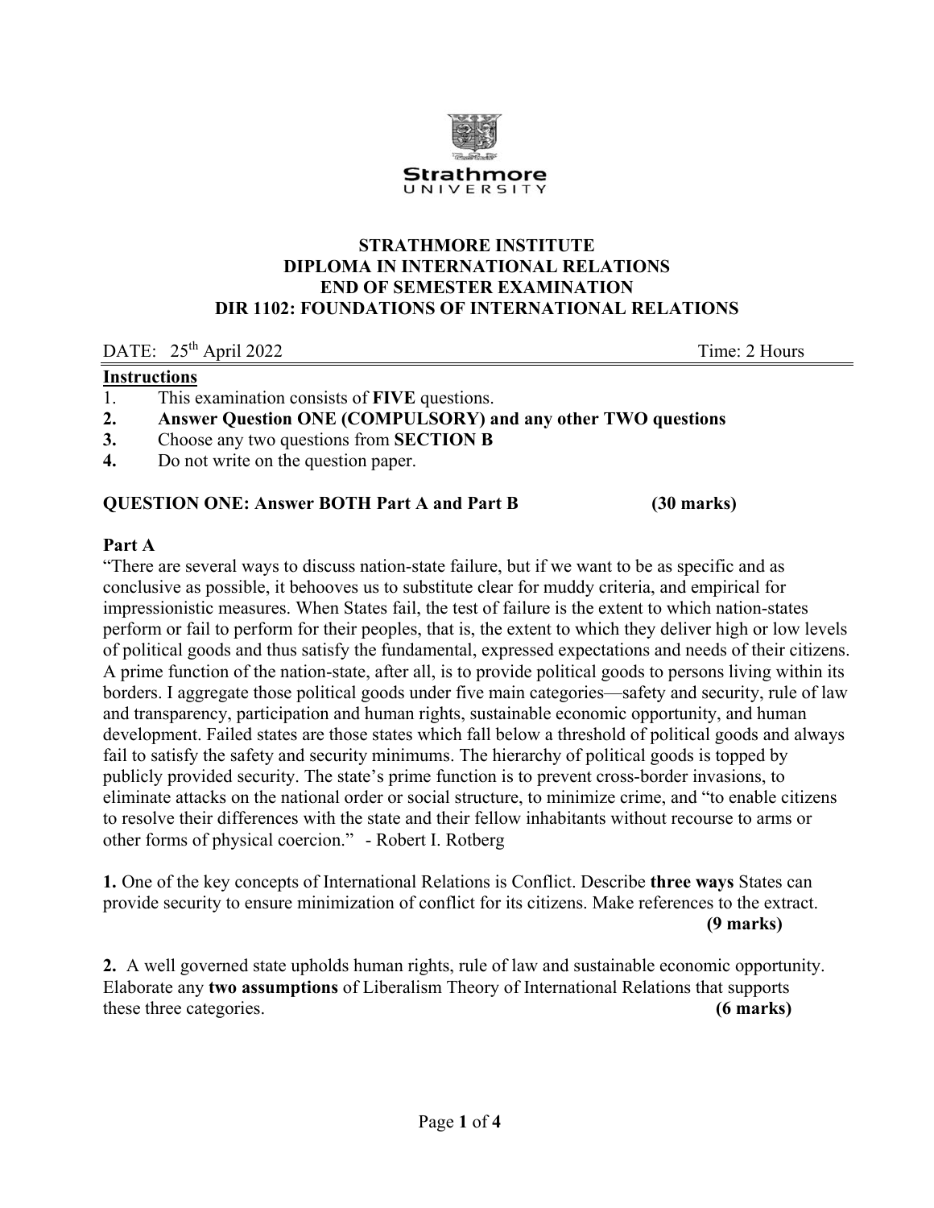**STRATHMORE INSTITUTE**
**DIPLOMA IN INTERNATIONAL RELATIONS**
**END OF SEMESTER EXAMINATION**
**DIR 1102: FOUNDATIONS OF INTERNATIONAL RELATIONS**

DATE: 25th April 2022 Time: 2 Hours

**Instructions**

1. This examination consists of **FIVE** questions.
2. **Answer Question ONE (COMPULSORY) and any other TWO questions**
3. Choose any two questions from **SECTION B**
4. Do not write on the question paper.

**QUESTION ONE: Answer BOTH Part A and Part B (30 marks)**

**Part A**

"There are several ways to discuss nation-state failure, but if we want to be as specific and as conclusive as possible, it behooves us to substitute clear for muddy criteria, and empirical for impressionistic measures. When States fail, the test of failure is the extent to which nation-states perform or fail to perform for their peoples, that is, the extent to which they deliver high or low levels of political goods and thus satisfy the fundamental, expressed expectations and needs of their citizens. A prime function of the nation-state, after all, is to provide political goods to persons living within its borders. I aggregate those political goods under five main categories—safety and security, rule of law and transparency, participation and human rights, sustainable economic opportunity, and human development. Failed states are those states which fall below a threshold of political goods and always fail to satisfy the safety and security minimums. The hierarchy of political goods is topped by publicly provided security. The state's prime function is to prevent cross-border invasions, to eliminate attacks on the national order or social structure, to minimize crime, and "to enable citizens to resolve their differences with the state and their fellow inhabitants without recourse to arms or other forms of physical coercion." - Robert I. Rotberg

**1.** One of the key concepts of International Relations is Conflict. Describe **three ways** States can provide security to ensure minimization of conflict for its citizens. Make references to the extract. **(9 marks)**

**2.** A well governed state upholds human rights, rule of law and sustainable economic opportunity. Elaborate any **two assumptions** of Liberalism Theory of International Relations that supports these three categories. **(6 marks)**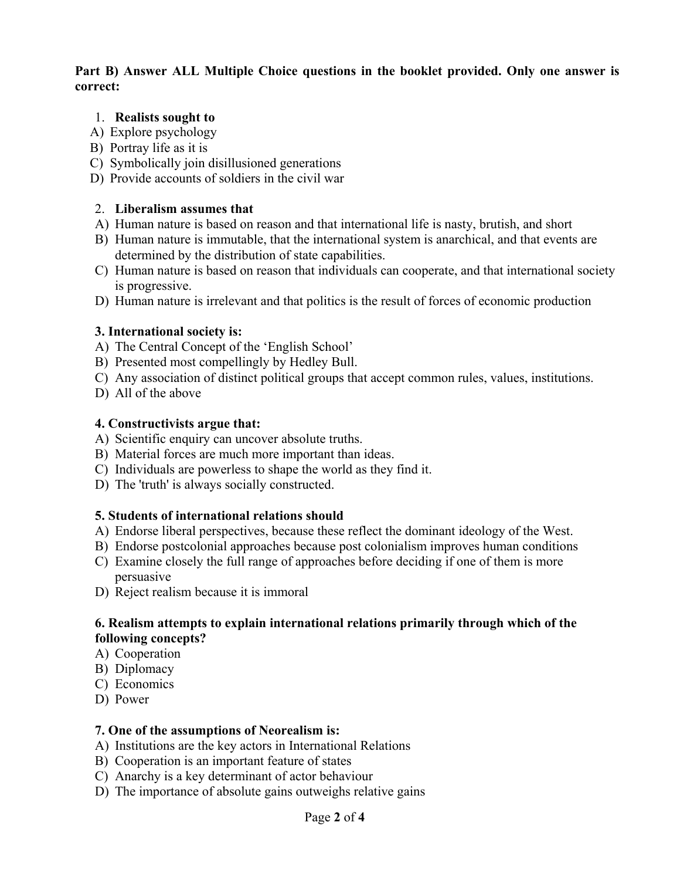**Part B) Answer ALL Multiple Choice questions in the booklet provided. Only one answer is correct:**

1. **Realists sought to**

A) Explore psychology
B) Portray life as it is
C) Symbolically join disillusioned generations
D) Provide accounts of soldiers in the civil war

2. **Liberalism assumes that**

A) Human nature is based on reason and that international life is nasty, brutish, and short
B) Human nature is immutable, that the international system is anarchical, and that events are determined by the distribution of state capabilities.
C) Human nature is based on reason that individuals can cooperate, and that international society is progressive.
D) Human nature is irrelevant and that politics is the result of forces of economic production

**3. International society is:**

A) The Central Concept of the 'English School'
B) Presented most compellingly by Hedley Bull.
C) Any association of distinct political groups that accept common rules, values, institutions.
D) All of the above

**4. Constructivists argue that:**

A) Scientific enquiry can uncover absolute truths.
B) Material forces are much more important than ideas.
C) Individuals are powerless to shape the world as they find it.
D) The 'truth' is always socially constructed.

**5. Students of international relations should**

A) Endorse liberal perspectives, because these reflect the dominant ideology of the West.
B) Endorse postcolonial approaches because post colonialism improves human conditions
C) Examine closely the full range of approaches before deciding if one of them is more persuasive
D) Reject realism because it is immoral

**6. Realism attempts to explain international relations primarily through which of the following concepts?**

A) Cooperation
B) Diplomacy
C) Economics
D) Power

**7. One of the assumptions of Neorealism is:**

A) Institutions are the key actors in International Relations
B) Cooperation is an important feature of states
C) Anarchy is a key determinant of actor behaviour
D) The importance of absolute gains outweighs relative gains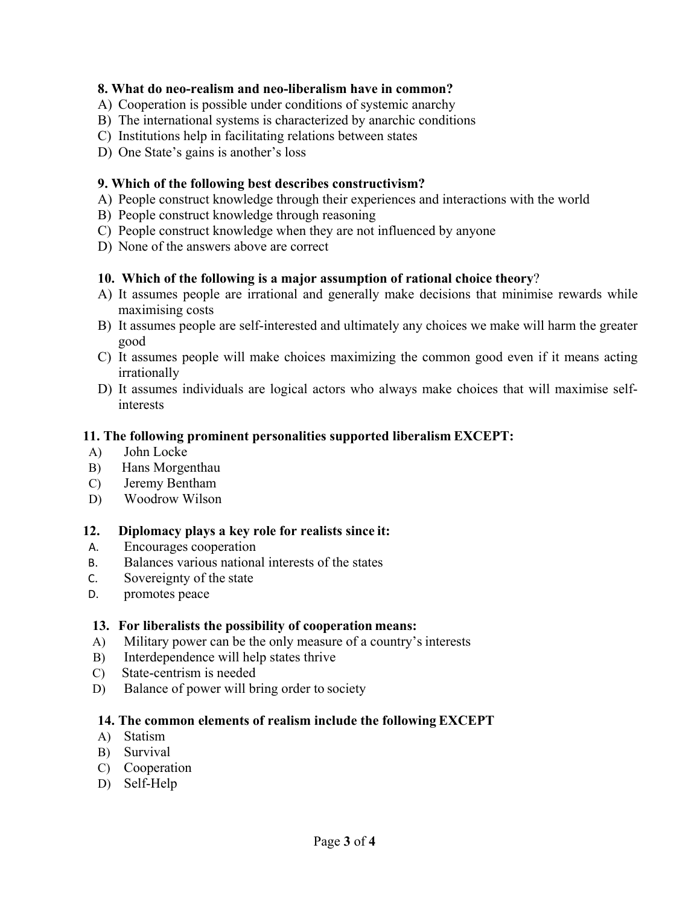**8. What do neo-realism and neo-liberalism have in common?**

A) Cooperation is possible under conditions of systemic anarchy
B) The international systems is characterized by anarchic conditions
C) Institutions help in facilitating relations between states
D) One State's gains is another's loss

**9. Which of the following best describes constructivism?**

A) People construct knowledge through their experiences and interactions with the world
B) People construct knowledge through reasoning
C) People construct knowledge when they are not influenced by anyone
D) None of the answers above are correct

**10. Which of the following is a major assumption of rational choice theory?**

A) It assumes people are irrational and generally make decisions that minimise rewards while maximising costs
B) It assumes people are self-interested and ultimately any choices we make will harm the greater good
C) It assumes people will make choices maximizing the common good even if it means acting irrationally
D) It assumes individuals are logical actors who always make choices that will maximise self-interests

**11. The following prominent personalities supported liberalism EXCEPT:**

A) John Locke
B) Hans Morgenthau
C) Jeremy Bentham
D) Woodrow Wilson

**12. Diplomacy plays a key role for realists since it:**

A. Encourages cooperation
B. Balances various national interests of the states
C. Sovereignty of the state
D. promotes peace

**13. For liberalists the possibility of cooperation means:**

A) Military power can be the only measure of a country's interests
B) Interdependence will help states thrive
C) State-centrism is needed
D) Balance of power will bring order to society

**14. The common elements of realism include the following EXCEPT**

A) Statism
B) Survival
C) Cooperation
D) Self-Help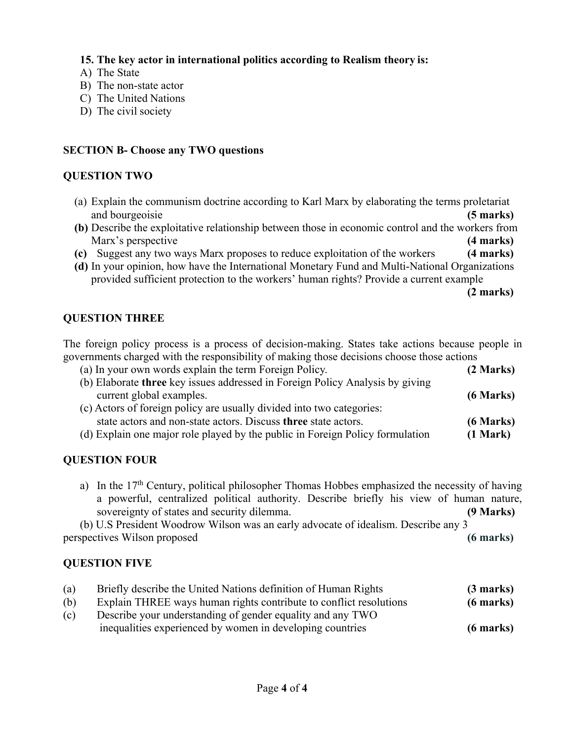**15. The key actor in international politics according to Realism theory is:**

A) The State
B) The non-state actor
C) The United Nations
D) The civil society

**SECTION B- Choose any TWO questions**

**QUESTION TWO**

(a) Explain the communism doctrine according to Karl Marx by elaborating the terms proletariat and bourgeoisie **(5 marks)**

**(b)** Describe the exploitative relationship between those in economic control and the workers from Marx's perspective **(4 marks)**

**(c)** Suggest any two ways Marx proposes to reduce exploitation of the workers **(4 marks)**

**(d)** In your opinion, how have the International Monetary Fund and Multi-National Organizations provided sufficient protection to the workers' human rights? Provide a current example **(2 marks)**

**QUESTION THREE**

The foreign policy process is a process of decision-making. States take actions because people in governments charged with the responsibility of making those decisions choose those actions

(a) In your own words explain the term Foreign Policy. **(2 Marks)**

(b) Elaborate **three** key issues addressed in Foreign Policy Analysis by giving current global examples. **(6 Marks)**

(c) Actors of foreign policy are usually divided into two categories: state actors and non-state actors. Discuss **three** state actors. **(6 Marks)**

(d) Explain one major role played by the public in Foreign Policy formulation **(1 Mark)**

**QUESTION FOUR**

a) In the 17th Century, political philosopher Thomas Hobbes emphasized the necessity of having a powerful, centralized political authority. Describe briefly his view of human nature, sovereignty of states and security dilemma. **(9 Marks)**

(b) U.S President Woodrow Wilson was an early advocate of idealism. Describe any 3 perspectives Wilson proposed **(6 marks)**

**QUESTION FIVE**

(a) Briefly describe the United Nations definition of Human Rights **(3 marks)**

(b) Explain THREE ways human rights contribute to conflict resolutions **(6 marks)**

(c) Describe your understanding of gender equality and any TWO inequalities experienced by women in developing countries **(6 marks)**